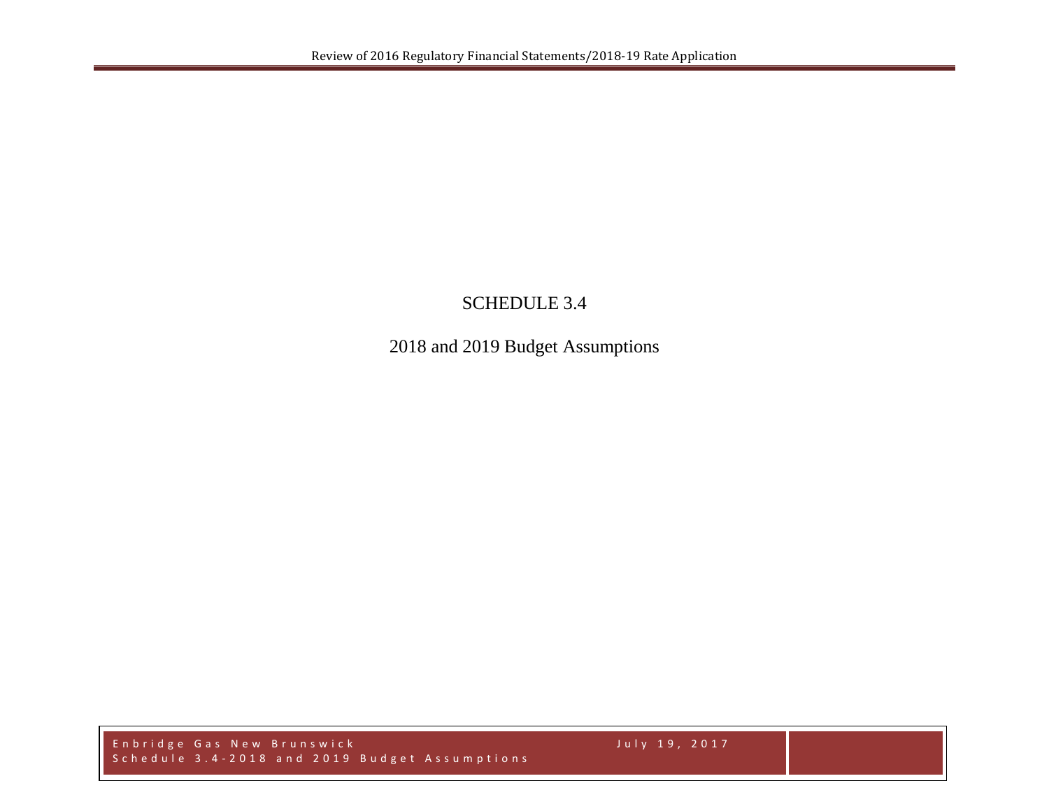# SCHEDULE 3.4

## 2018 and 2019 Budget Assumptions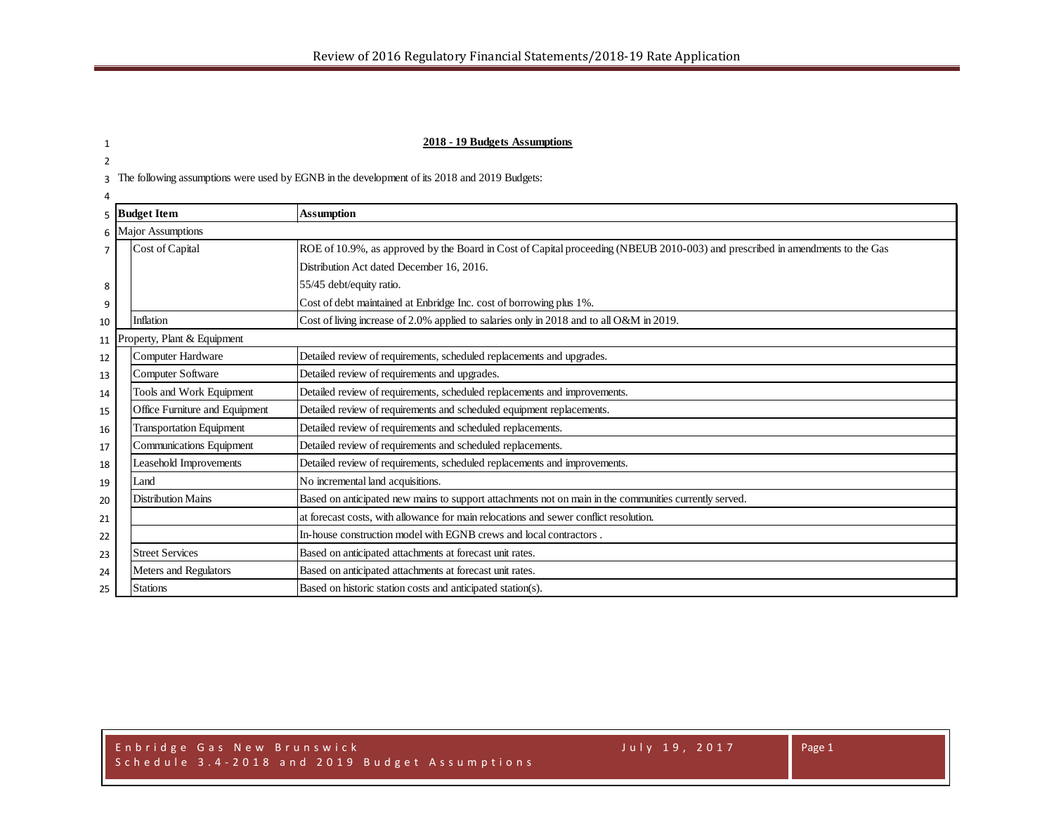# 2018 - 19 Budgets Assumptions

The following assumptions were used by EGNB in the development of its 2018 and 2019 Budgets:

| Budget Item | Assumption |
|---|---|
| **Major Assumptions** | |
| Cost of Capital | ROE of 10.9%, as approved by the Board in Cost of Capital proceeding (NBEUB 2010-003) and prescribed in amendments to the Gas Distribution Act dated December 16, 2016. |
| | 55/45 debt/equity ratio. |
| | Cost of debt maintained at Enbridge Inc. cost of borrowing plus 1%. |
| Inflation | Cost of living increase of 2.0% applied to salaries only in 2018 and to all O&M in 2019. |
| **Property, Plant & Equipment** | |
| Computer Hardware | Detailed review of requirements, scheduled replacements and upgrades. |
| Computer Software | Detailed review of requirements and upgrades. |
| Tools and Work Equipment | Detailed review of requirements, scheduled replacements and improvements. |
| Office Furniture and Equipment | Detailed review of requirements and scheduled equipment replacements. |
| Transportation Equipment | Detailed review of requirements and scheduled replacements. |
| Communications Equipment | Detailed review of requirements and scheduled replacements. |
| Leasehold Improvements | Detailed review of requirements, scheduled replacements and improvements. |
| Land | No incremental land acquisitions. |
| Distribution Mains | Based on anticipated new mains to support attachments not on main in the communities currently served. |
| | at forecast costs, with allowance for main relocations and sewer conflict resolution. |
| | In-house construction model with EGNB crews and local contractors . |
| Street Services | Based on anticipated attachments at forecast unit rates. |
| Meters and Regulators | Based on anticipated attachments at forecast unit rates. |
| Stations | Based on historic station costs and anticipated station(s). |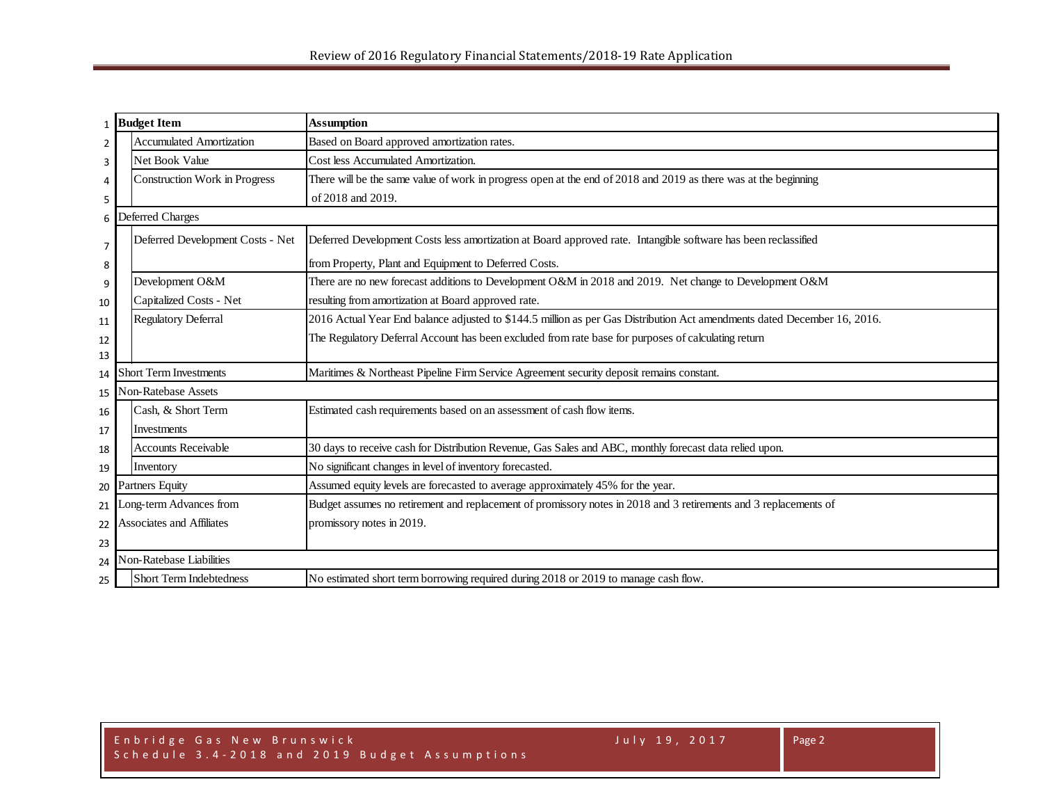| Budget Item | | Assumption |
|---|---|---|
| | Accumulated Amortization | Based on Board approved amortization rates. |
| | Net Book Value | Cost less Accumulated Amortization. |
| | Construction Work in Progress | There will be the same value of work in progress open at the end of 2018 and 2019 as there was at the beginning of 2018 and 2019. |
| Deferred Charges | | |
| | Deferred Development Costs - Net | Deferred Development Costs less amortization at Board approved rate. Intangible software has been reclassified from Property, Plant and Equipment to Deferred Costs. |
| | Development O&M Capitalized Costs - Net | There are no new forecast additions to Development O&M in 2018 and 2019. Net change to Development O&M resulting from amortization at Board approved rate. |
| | Regulatory Deferral | 2016 Actual Year End balance adjusted to $144.5 million as per Gas Distribution Act amendments dated December 16, 2016. The Regulatory Deferral Account has been excluded from rate base for purposes of calculating return |
| Short Term Investments | | Maritimes & Northeast Pipeline Firm Service Agreement security deposit remains constant. |
| Non-Ratebase Assets | | |
| | Cash, & Short Term Investments | Estimated cash requirements based on an assessment of cash flow items. |
| | Accounts Receivable | 30 days to receive cash for Distribution Revenue, Gas Sales and ABC, monthly forecast data relied upon. |
| | Inventory | No significant changes in level of inventory forecasted. |
| Partners Equity | | Assumed equity levels are forecasted to average approximately 45% for the year. |
| Long-term Advances from Associates and Affiliates | | Budget assumes no retirement and replacement of promissory notes in 2018 and 3 retirements and 3 replacements of promissory notes in 2019. |
| Non-Ratebase Liabilities | | |
| | Short Term Indebtedness | No estimated short term borrowing required during 2018 or 2019 to manage cash flow. |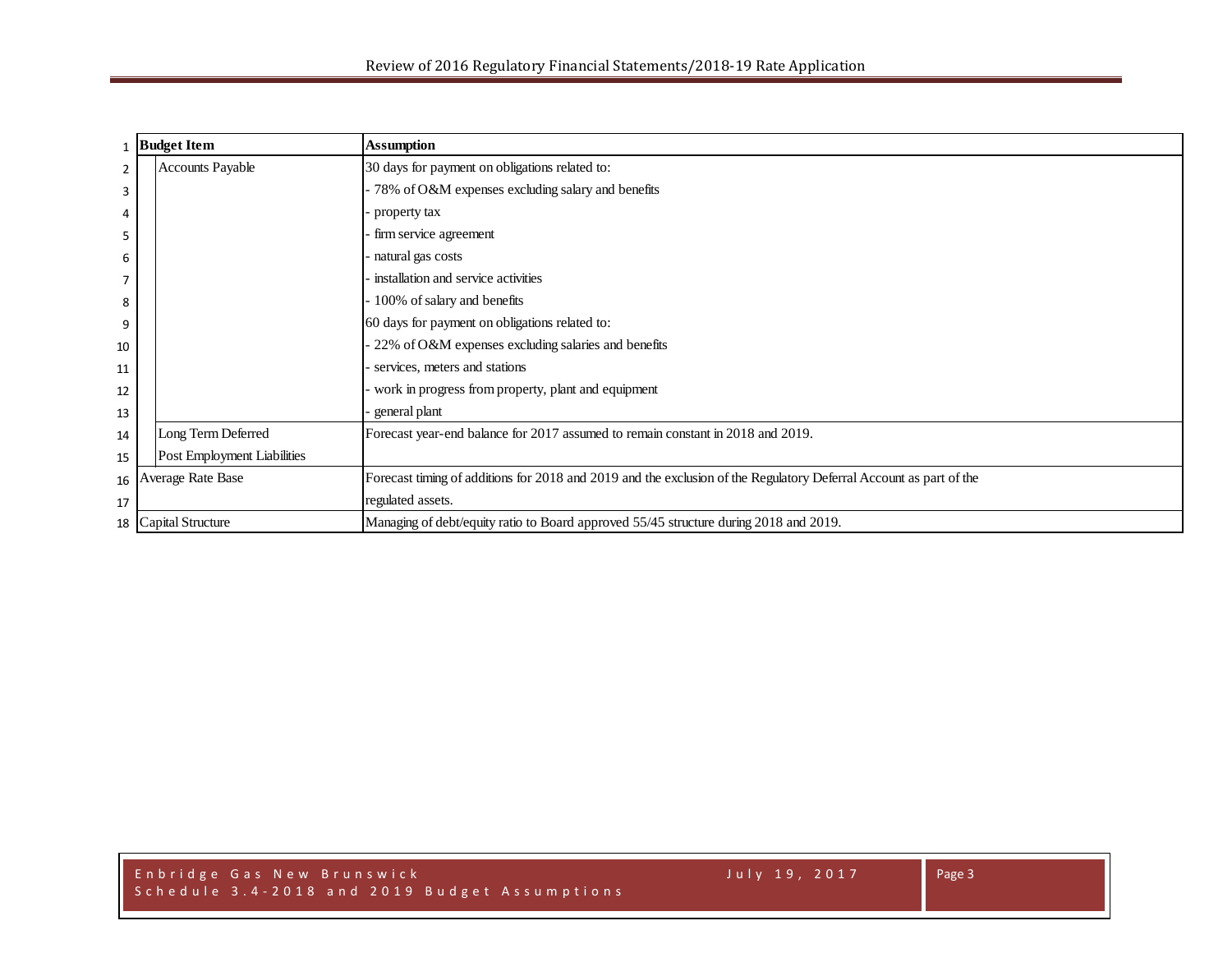| Budget Item | Assumption |
|---|---|
| Accounts Payable | 30 days for payment on obligations related to: |
| | - 78% of O&M expenses excluding salary and benefits |
| | - property tax |
| | - firm service agreement |
| | - natural gas costs |
| | - installation and service activities |
| | - 100% of salary and benefits |
| | 60 days for payment on obligations related to: |
| | - 22% of O&M expenses excluding salaries and benefits |
| | - services, meters and stations |
| | - work in progress from property, plant and equipment |
| | - general plant |
| Long Term Deferred Post Employment Liabilities | Forecast year-end balance for 2017 assumed to remain constant in 2018 and 2019. |
| Average Rate Base | Forecast timing of additions for 2018 and 2019 and the exclusion of the Regulatory Deferral Account as part of the regulated assets. |
| Capital Structure | Managing of debt/equity ratio to Board approved 55/45 structure during 2018 and 2019. |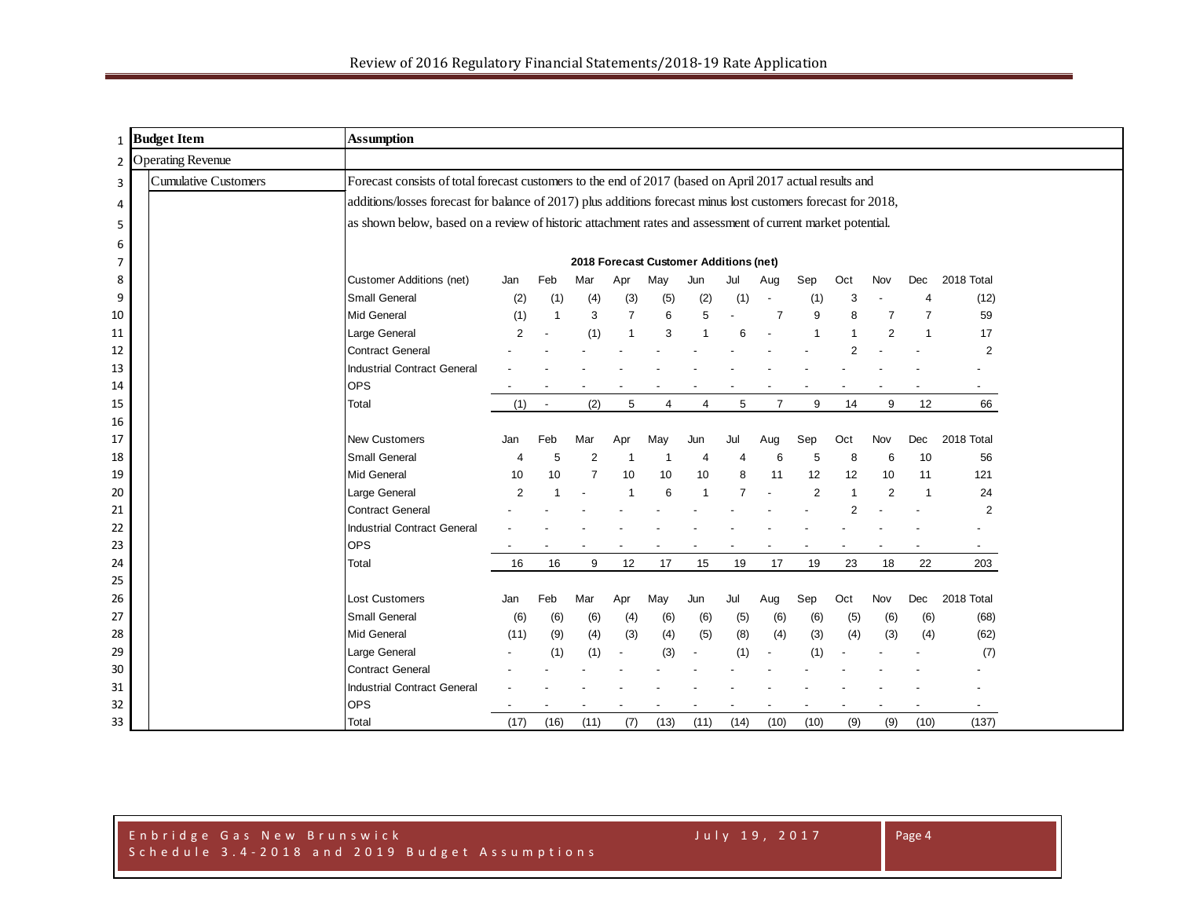| Budget Item | Assumption |
|---|---|
| Operating Revenue | |
| Cumulative Customers | Forecast consists of total forecast customers to the end of 2017 (based on April 2017 actual results and additions/losses forecast for balance of 2017) plus additions forecast minus lost customers forecast for 2018, as shown below, based on a review of historic attachment rates and assessment of current market potential. |

**2018 Forecast Customer Additions (net)**

| Customer Additions (net) | Jan | Feb | Mar | Apr | May | Jun | Jul | Aug | Sep | Oct | Nov | Dec | 2018 Total |
|---|---|---|---|---|---|---|---|---|---|---|---|---|---|
| Small General | (2) | (1) | (4) | (3) | (5) | (2) | (1) | - | (1) | 3 | - | 4 | (12) |
| Mid General | (1) | 1 | 3 | 7 | 6 | 5 | - | 7 | 9 | 8 | 7 | 7 | 59 |
| Large General | 2 | - | (1) | 1 | 3 | 1 | 6 | - | 1 | 1 | 2 | 1 | 17 |
| Contract General | - | - | - | - | - | - | - | - | - | 2 | - | - | 2 |
| Industrial Contract General | - | - | - | - | - | - | - | - | - | - | - | - | - |
| OPS | - | - | - | - | - | - | - | - | - | - | - | - | - |
| Total | (1) | - | (2) | 5 | 4 | 4 | 5 | 7 | 9 | 14 | 9 | 12 | 66 |

| New Customers | Jan | Feb | Mar | Apr | May | Jun | Jul | Aug | Sep | Oct | Nov | Dec | 2018 Total |
|---|---|---|---|---|---|---|---|---|---|---|---|---|---|
| Small General | 4 | 5 | 2 | 1 | 1 | 4 | 4 | 6 | 5 | 8 | 6 | 10 | 56 |
| Mid General | 10 | 10 | 7 | 10 | 10 | 10 | 8 | 11 | 12 | 12 | 10 | 11 | 121 |
| Large General | 2 | 1 | - | 1 | 6 | 1 | 7 | - | 2 | 1 | 2 | 1 | 24 |
| Contract General | - | - | - | - | - | - | - | - | - | 2 | - | - | 2 |
| Industrial Contract General | - | - | - | - | - | - | - | - | - | - | - | - | - |
| OPS | - | - | - | - | - | - | - | - | - | - | - | - | - |
| Total | 16 | 16 | 9 | 12 | 17 | 15 | 19 | 17 | 19 | 23 | 18 | 22 | 203 |

| Lost Customers | Jan | Feb | Mar | Apr | May | Jun | Jul | Aug | Sep | Oct | Nov | Dec | 2018 Total |
|---|---|---|---|---|---|---|---|---|---|---|---|---|---|
| Small General | (6) | (6) | (6) | (4) | (6) | (6) | (5) | (6) | (6) | (5) | (6) | (6) | (68) |
| Mid General | (11) | (9) | (4) | (3) | (4) | (5) | (8) | (4) | (3) | (4) | (3) | (4) | (62) |
| Large General | - | (1) | (1) | - | (3) | - | (1) | - | (1) | - | - | - | (7) |
| Contract General | - | - | - | - | - | - | - | - | - | - | - | - | - |
| Industrial Contract General | - | - | - | - | - | - | - | - | - | - | - | - | - |
| OPS | - | - | - | - | - | - | - | - | - | - | - | - | - |
| Total | (17) | (16) | (11) | (7) | (13) | (11) | (14) | (10) | (10) | (9) | (9) | (10) | (137) |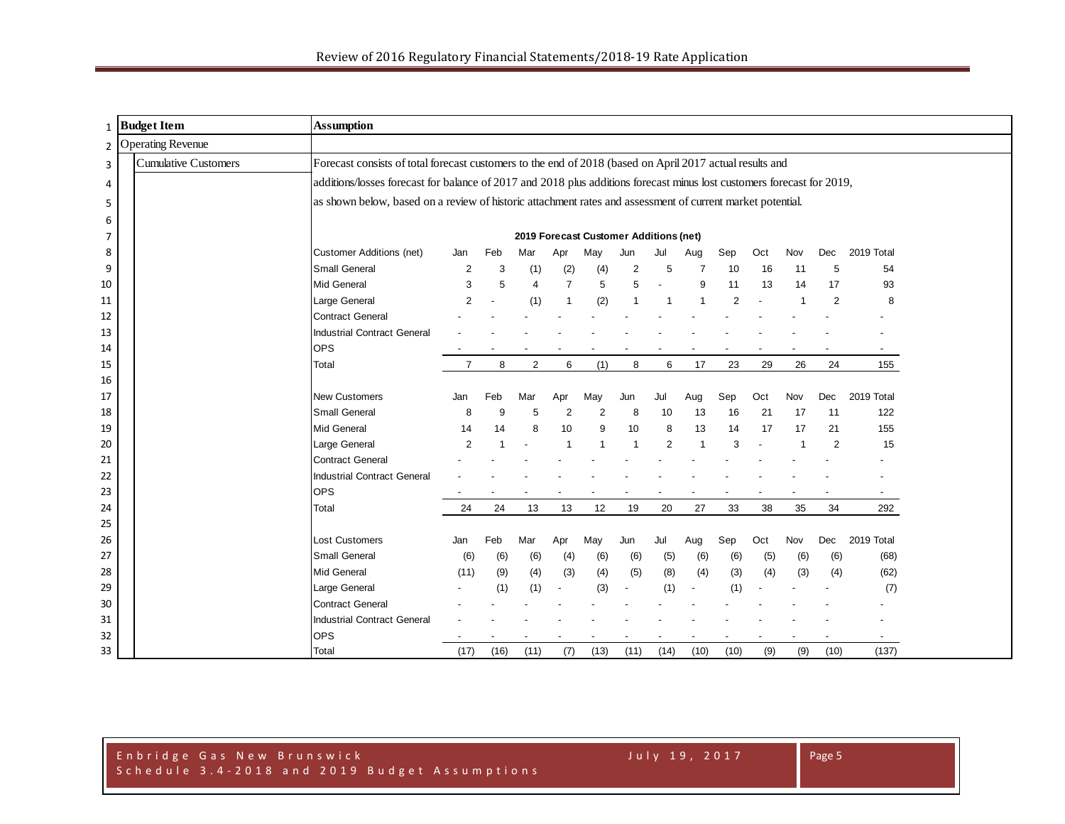| Budget Item | Assumption |
|---|---|
| Operating Revenue | |
| Cumulative Customers | Forecast consists of total forecast customers to the end of 2018 (based on April 2017 actual results and additions/losses forecast for balance of 2017 and 2018 plus additions forecast minus lost customers forecast for 2019, as shown below, based on a review of historic attachment rates and assessment of current market potential. |

**2019 Forecast Customer Additions (net)**

| Customer Additions (net) | Jan | Feb | Mar | Apr | May | Jun | Jul | Aug | Sep | Oct | Nov | Dec | 2019 Total |
|---|---|---|---|---|---|---|---|---|---|---|---|---|---|
| Small General | 2 | 3 | (1) | (2) | (4) | 2 | 5 | 7 | 10 | 16 | 11 | 5 | 54 |
| Mid General | 3 | 5 | 4 | 7 | 5 | 5 | - | 9 | 11 | 13 | 14 | 17 | 93 |
| Large General | 2 | - | (1) | 1 | (2) | 1 | 1 | 1 | 2 | - | 1 | 2 | 8 |
| Contract General | - | - | - | - | - | - | - | - | - | - | - | - | - |
| Industrial Contract General | - | - | - | - | - | - | - | - | - | - | - | - | - |
| OPS | - | - | - | - | - | - | - | - | - | - | - | - | - |
| Total | 7 | 8 | 2 | 6 | (1) | 8 | 6 | 17 | 23 | 29 | 26 | 24 | 155 |

| New Customers | Jan | Feb | Mar | Apr | May | Jun | Jul | Aug | Sep | Oct | Nov | Dec | 2019 Total |
|---|---|---|---|---|---|---|---|---|---|---|---|---|---|
| Small General | 8 | 9 | 5 | 2 | 2 | 8 | 10 | 13 | 16 | 21 | 17 | 11 | 122 |
| Mid General | 14 | 14 | 8 | 10 | 9 | 10 | 8 | 13 | 14 | 17 | 17 | 21 | 155 |
| Large General | 2 | 1 | - | 1 | 1 | 1 | 2 | 1 | 3 | - | 1 | 2 | 15 |
| Contract General | - | - | - | - | - | - | - | - | - | - | - | - | - |
| Industrial Contract General | - | - | - | - | - | - | - | - | - | - | - | - | - |
| OPS | - | - | - | - | - | - | - | - | - | - | - | - | - |
| Total | 24 | 24 | 13 | 13 | 12 | 19 | 20 | 27 | 33 | 38 | 35 | 34 | 292 |

| Lost Customers | Jan | Feb | Mar | Apr | May | Jun | Jul | Aug | Sep | Oct | Nov | Dec | 2019 Total |
|---|---|---|---|---|---|---|---|---|---|---|---|---|---|
| Small General | (6) | (6) | (6) | (4) | (6) | (6) | (5) | (6) | (6) | (5) | (6) | (6) | (68) |
| Mid General | (11) | (9) | (4) | (3) | (4) | (5) | (8) | (4) | (3) | (4) | (3) | (4) | (62) |
| Large General | - | (1) | (1) | - | (3) | - | (1) | - | (1) | - | - | - | (7) |
| Contract General | - | - | - | - | - | - | - | - | - | - | - | - | - |
| Industrial Contract General | - | - | - | - | - | - | - | - | - | - | - | - | - |
| OPS | - | - | - | - | - | - | - | - | - | - | - | - | - |
| Total | (17) | (16) | (11) | (7) | (13) | (11) | (14) | (10) | (10) | (9) | (9) | (10) | (137) |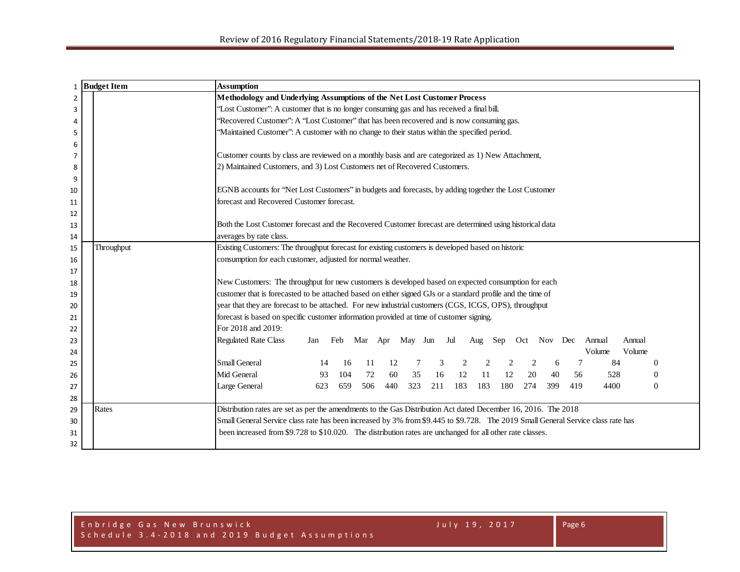| Budget Item | Assumption |
|---|---|
| | **Methodology and Underlying Assumptions of the Net Lost Customer Process**<br>"Lost Customer": A customer that is no longer consuming gas and has received a final bill.<br>"Recovered Customer": A "Lost Customer" that has been recovered and is now consuming gas.<br>"Maintained Customer": A customer with no change to their status within the specified period.<br><br>Customer counts by class are reviewed on a monthly basis and are categorized as 1) New Attachment, 2) Maintained Customers, and 3) Lost Customers net of Recovered Customers.<br><br>EGNB accounts for "Net Lost Customers" in budgets and forecasts, by adding together the Lost Customer forecast and Recovered Customer forecast.<br><br>Both the Lost Customer forecast and the Recovered Customer forecast are determined using historical data averages by rate class. |
| Throughput | Existing Customers: The throughput forecast for existing customers is developed based on historic consumption for each customer, adjusted for normal weather.<br><br>New Customers: The throughput for new customers is developed based on expected consumption for each customer that is forecasted to be attached based on either signed GJs or a standard profile and the time of year that they are forecast to be attached. For new industrial customers (CGS, ICGS, OPS), throughput forecast is based on specific customer information provided at time of customer signing.<br>For 2018 and 2019: |
| Rates | Distribution rates are set as per the amendments to the Gas Distribution Act dated December 16, 2016. The 2018 Small General Service class rate has been increased by 3% from $9.445 to $9.728. The 2019 Small General Service class rate has been increased from $9.728 to $10.020. The distribution rates are unchanged for all other rate classes. |

| Regulated Rate Class | Jan | Feb | Mar | Apr | May | Jun | Jul | Aug | Sep | Oct | Nov | Dec | Annual Volume | Annual Volume |
|---|---|---|---|---|---|---|---|---|---|---|---|---|---|---|
| Small General | 14 | 16 | 11 | 12 | 7 | 3 | 2 | 2 | 2 | 2 | 6 | 7 | 84 | 0 |
| Mid General | 93 | 104 | 72 | 60 | 35 | 16 | 12 | 11 | 12 | 20 | 40 | 56 | 528 | 0 |
| Large General | 623 | 659 | 506 | 440 | 323 | 211 | 183 | 183 | 180 | 274 | 399 | 419 | 4400 | 0 |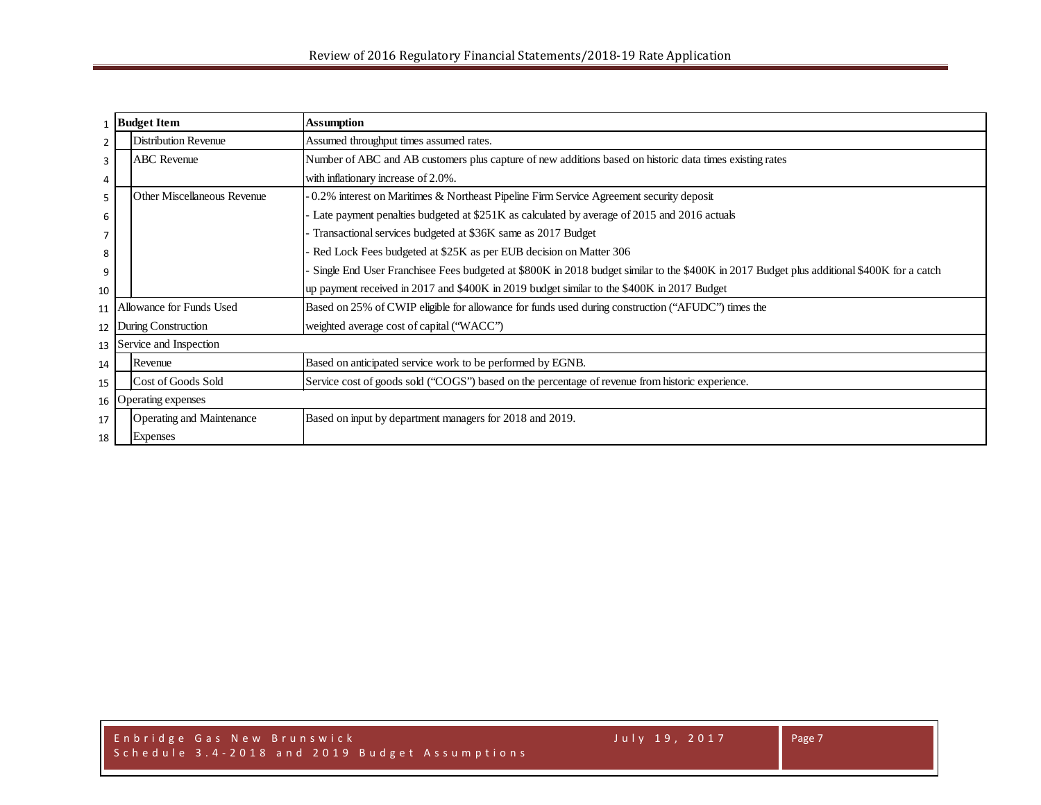| Budget Item | | Assumption |
|---|---|---|
| | Distribution Revenue | Assumed throughput times assumed rates. |
| | ABC Revenue | Number of ABC and AB customers plus capture of new additions based on historic data times existing rates with inflationary increase of 2.0%. |
| | Other Miscellaneous Revenue | - 0.2% interest on Maritimes & Northeast Pipeline Firm Service Agreement security deposit<br>- Late payment penalties budgeted at $251K as calculated by average of 2015 and 2016 actuals<br>- Transactional services budgeted at $36K same as 2017 Budget<br>- Red Lock Fees budgeted at $25K as per EUB decision on Matter 306<br>- Single End User Franchisee Fees budgeted at $800K in 2018 budget similar to the $400K in 2017 Budget plus additional $400K for a catch up payment received in 2017 and $400K in 2019 budget similar to the $400K in 2017 Budget |
| Allowance for Funds Used During Construction | | Based on 25% of CWIP eligible for allowance for funds used during construction ("AFUDC") times the weighted average cost of capital ("WACC") |
| Service and Inspection | | |
| | Revenue | Based on anticipated service work to be performed by EGNB. |
| | Cost of Goods Sold | Service cost of goods sold ("COGS") based on the percentage of revenue from historic experience. |
| Operating expenses | | |
| | Operating and Maintenance Expenses | Based on input by department managers for 2018 and 2019. |

Enbridge Gas New Brunswick
Schedule 3.4 - 2018 and 2019 Budget Assumptions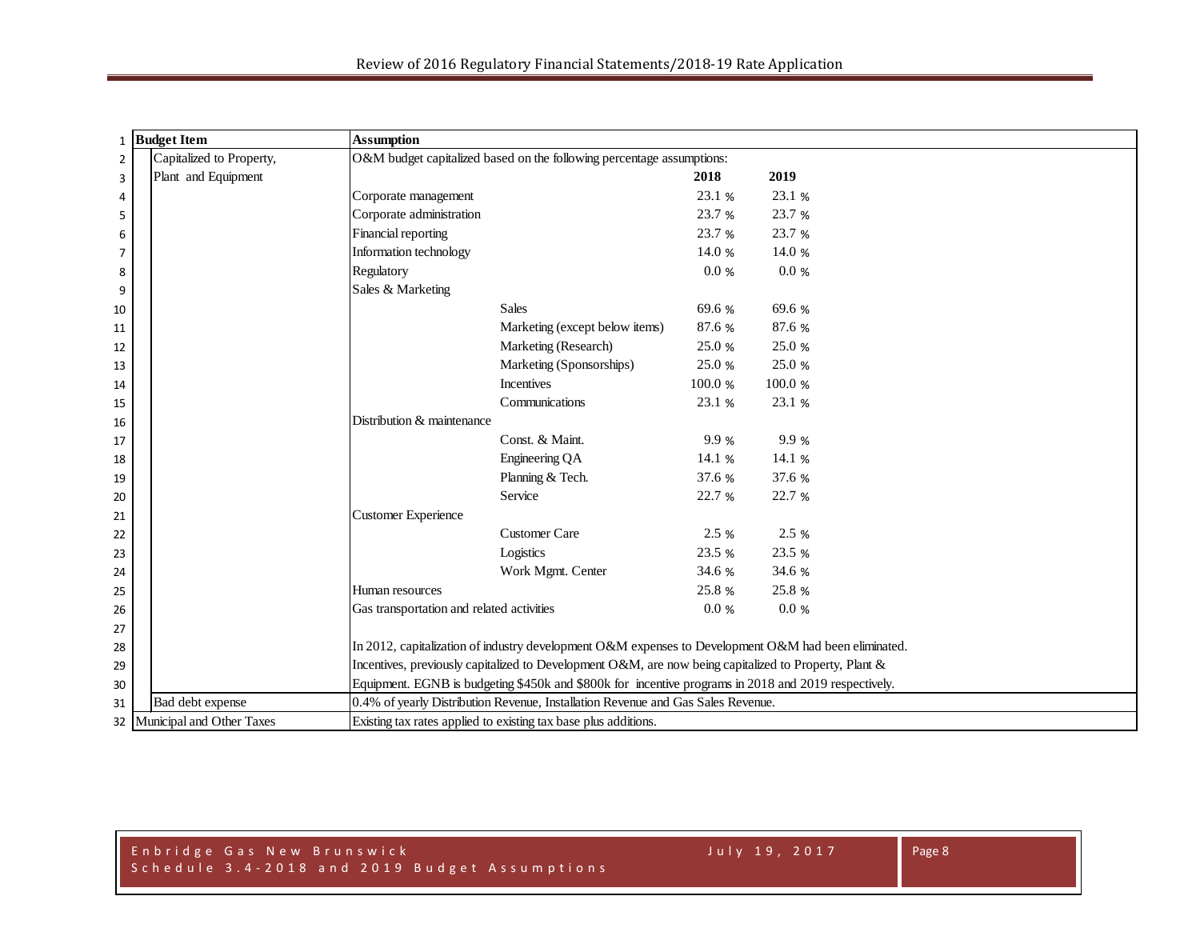| Budget Item | Assumption | | | |
|---|---|---|---|---|
| Capitalized to Property, Plant and Equipment | O&M budget capitalized based on the following percentage assumptions: | | | |
| | | | **2018** | **2019** |
| | Corporate management | | 23.1 % | 23.1 % |
| | Corporate administration | | 23.7 % | 23.7 % |
| | Financial reporting | | 23.7 % | 23.7 % |
| | Information technology | | 14.0 % | 14.0 % |
| | Regulatory | | 0.0 % | 0.0 % |
| | Sales & Marketing | | | |
| | | Sales | 69.6 % | 69.6 % |
| | | Marketing (except below items) | 87.6 % | 87.6 % |
| | | Marketing (Research) | 25.0 % | 25.0 % |
| | | Marketing (Sponsorships) | 25.0 % | 25.0 % |
| | | Incentives | 100.0 % | 100.0 % |
| | | Communications | 23.1 % | 23.1 % |
| | Distribution & maintenance | | | |
| | | Const. & Maint. | 9.9 % | 9.9 % |
| | | Engineering QA | 14.1 % | 14.1 % |
| | | Planning & Tech. | 37.6 % | 37.6 % |
| | | Service | 22.7 % | 22.7 % |
| | Customer Experience | | | |
| | | Customer Care | 2.5 % | 2.5 % |
| | | Logistics | 23.5 % | 23.5 % |
| | | Work Mgmt. Center | 34.6 % | 34.6 % |
| | Human resources | | 25.8 % | 25.8 % |
| | Gas transportation and related activities | | 0.0 % | 0.0 % |
| | In 2012, capitalization of industry development O&M expenses to Development O&M had been eliminated. Incentives, previously capitalized to Development O&M, are now being capitalized to Property, Plant & Equipment. EGNB is budgeting $450k and $800k for incentive programs in 2018 and 2019 respectively. | | | |
| Bad debt expense | 0.4% of yearly Distribution Revenue, Installation Revenue and Gas Sales Revenue. | | | |
| Municipal and Other Taxes | Existing tax rates applied to existing tax base plus additions. | | | |

Enbridge Gas New Brunswick
Schedule 3.4-2018 and 2019 Budget Assumptions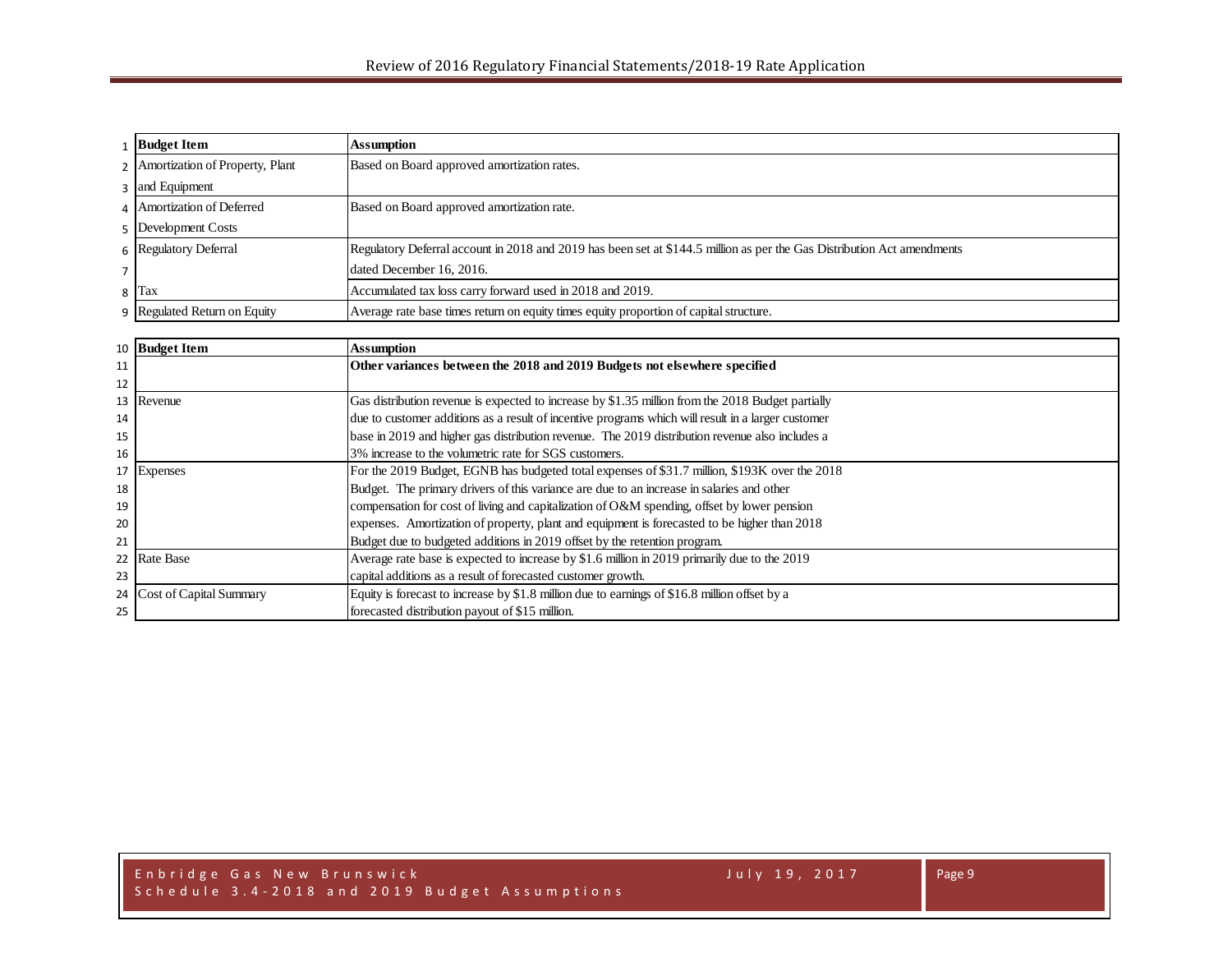| Budget Item | Assumption |
|---|---|
| Amortization of Property, Plant and Equipment | Based on Board approved amortization rates. |
| Amortization of Deferred Development Costs | Based on Board approved amortization rate. |
| Regulatory Deferral | Regulatory Deferral account in 2018 and 2019 has been set at $144.5 million as per the Gas Distribution Act amendments dated December 16, 2016. |
| Tax | Accumulated tax loss carry forward used in 2018 and 2019. |
| Regulated Return on Equity | Average rate base times return on equity times equity proportion of capital structure. |

| Budget Item | Assumption |
|---|---|
| | **Other variances between the 2018 and 2019 Budgets not elsewhere specified** |
| Revenue | Gas distribution revenue is expected to increase by $1.35 million from the 2018 Budget partially due to customer additions as a result of incentive programs which will result in a larger customer base in 2019 and higher gas distribution revenue. The 2019 distribution revenue also includes a 3% increase to the volumetric rate for SGS customers. |
| Expenses | For the 2019 Budget, EGNB has budgeted total expenses of $31.7 million, $193K over the 2018 Budget. The primary drivers of this variance are due to an increase in salaries and other compensation for cost of living and capitalization of O&M spending, offset by lower pension expenses. Amortization of property, plant and equipment is forecasted to be higher than 2018 Budget due to budgeted additions in 2019 offset by the retention program. |
| Rate Base | Average rate base is expected to increase by $1.6 million in 2019 primarily due to the 2019 capital additions as a result of forecasted customer growth. |
| Cost of Capital Summary | Equity is forecast to increase by $1.8 million due to earnings of $16.8 million offset by a forecasted distribution payout of $15 million. |